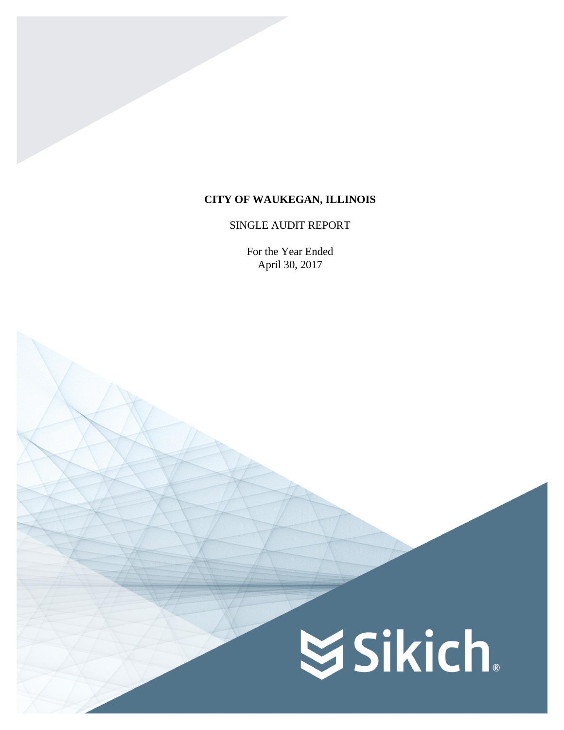# CITY OF WAUKEGAN, ILLINOIS

SINGLE AUDIT REPORT

For the Year Ended
April 30, 2017

Sikich®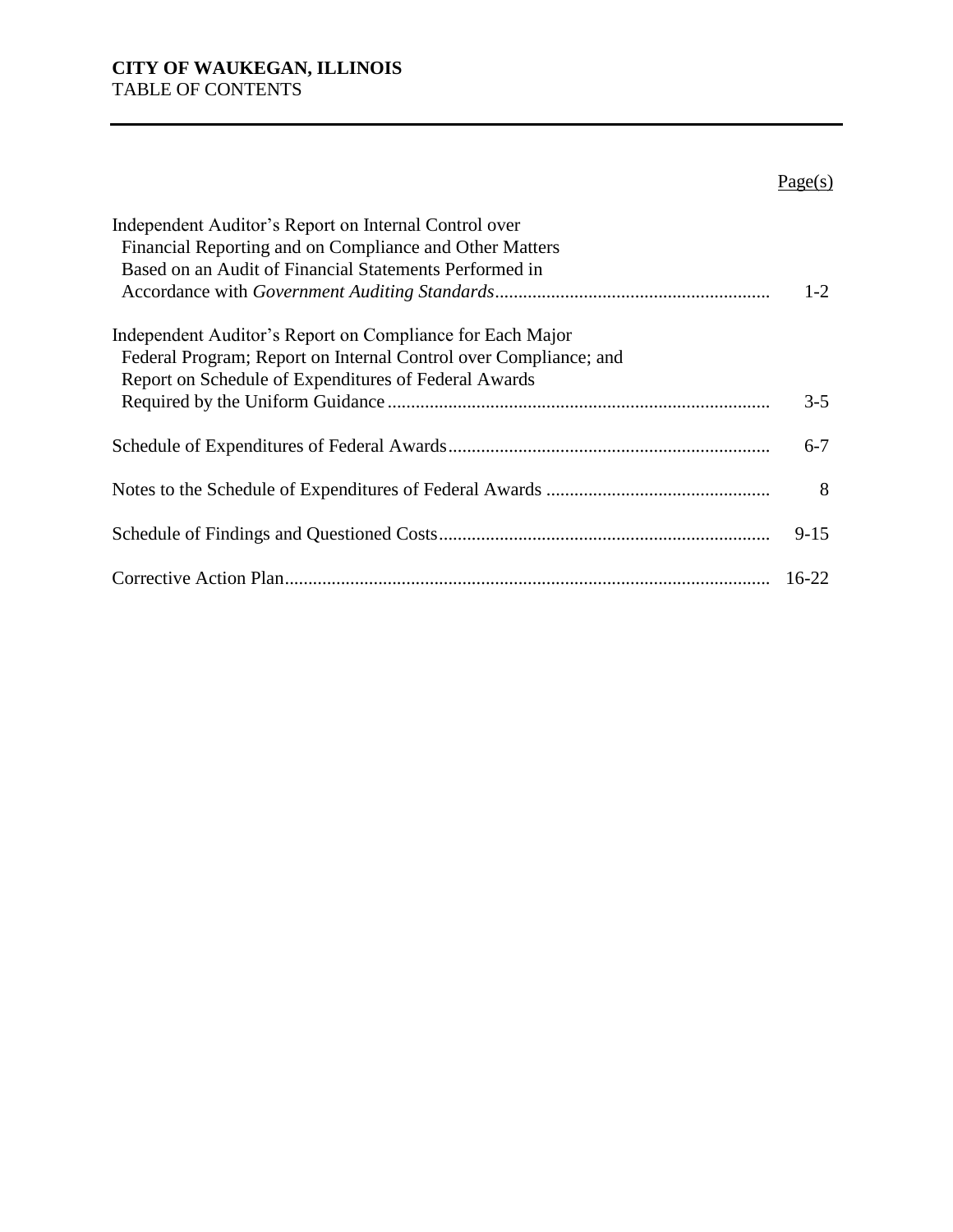**CITY OF WAUKEGAN, ILLINOIS**
TABLE OF CONTENTS

| | Page(s) |
|---|---|
| Independent Auditor's Report on Internal Control over Financial Reporting and on Compliance and Other Matters Based on an Audit of Financial Statements Performed in Accordance with *Government Auditing Standards* | 1-2 |
| Independent Auditor's Report on Compliance for Each Major Federal Program; Report on Internal Control over Compliance; and Report on Schedule of Expenditures of Federal Awards Required by the Uniform Guidance | 3-5 |
| Schedule of Expenditures of Federal Awards | 6-7 |
| Notes to the Schedule of Expenditures of Federal Awards | 8 |
| Schedule of Findings and Questioned Costs | 9-15 |
| Corrective Action Plan | 16-22 |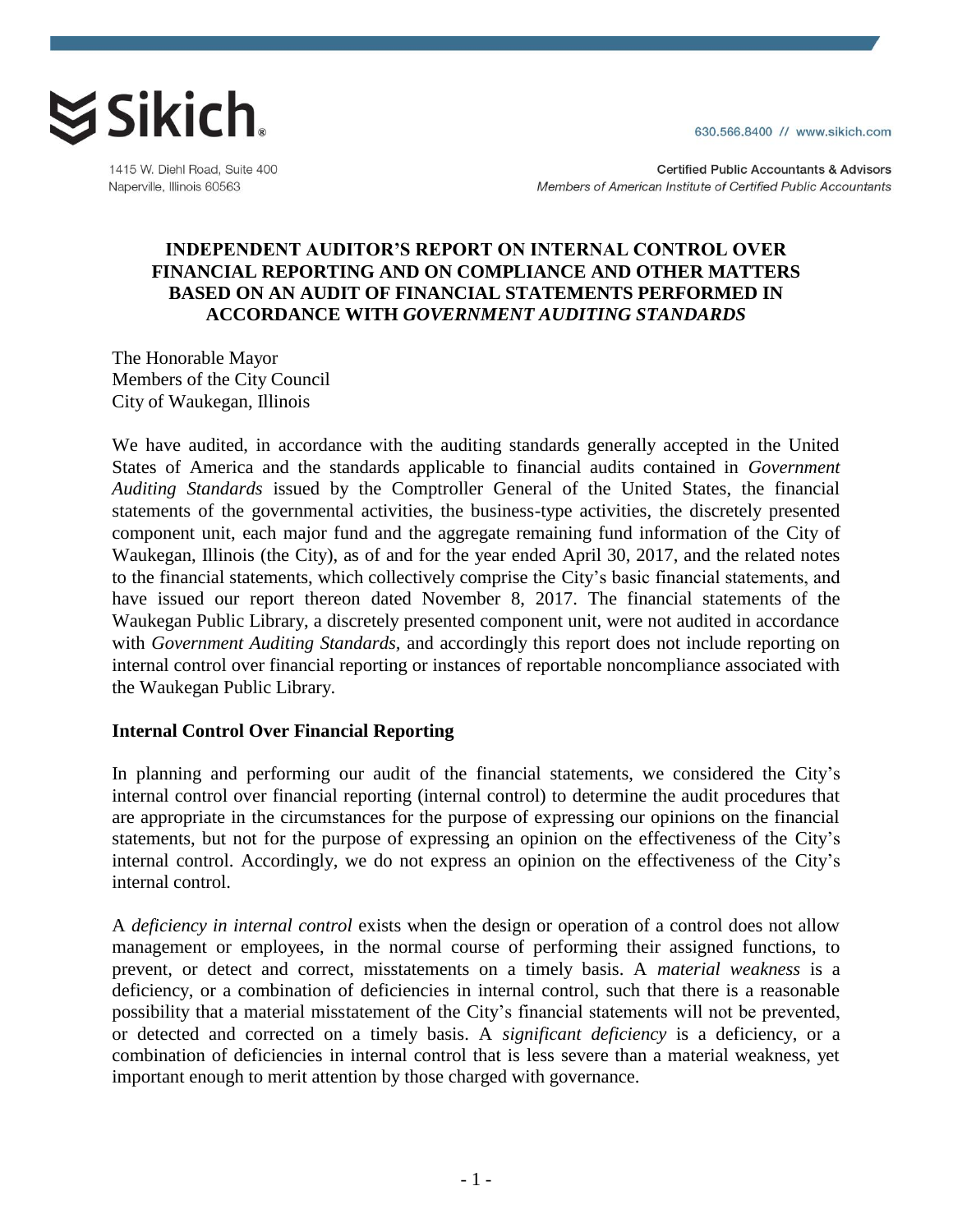Sikich®

1415 W. Diehl Road, Suite 400
Naperville, Illinois 60563

630.566.8400 // www.sikich.com

Certified Public Accountants & Advisors
*Members of American Institute of Certified Public Accountants*

# INDEPENDENT AUDITOR'S REPORT ON INTERNAL CONTROL OVER FINANCIAL REPORTING AND ON COMPLIANCE AND OTHER MATTERS BASED ON AN AUDIT OF FINANCIAL STATEMENTS PERFORMED IN ACCORDANCE WITH *GOVERNMENT AUDITING STANDARDS*

The Honorable Mayor
Members of the City Council
City of Waukegan, Illinois

We have audited, in accordance with the auditing standards generally accepted in the United States of America and the standards applicable to financial audits contained in *Government Auditing Standards* issued by the Comptroller General of the United States, the financial statements of the governmental activities, the business-type activities, the discretely presented component unit, each major fund and the aggregate remaining fund information of the City of Waukegan, Illinois (the City), as of and for the year ended April 30, 2017, and the related notes to the financial statements, which collectively comprise the City's basic financial statements, and have issued our report thereon dated November 8, 2017. The financial statements of the Waukegan Public Library, a discretely presented component unit, were not audited in accordance with *Government Auditing Standards*, and accordingly this report does not include reporting on internal control over financial reporting or instances of reportable noncompliance associated with the Waukegan Public Library.

## Internal Control Over Financial Reporting

In planning and performing our audit of the financial statements, we considered the City's internal control over financial reporting (internal control) to determine the audit procedures that are appropriate in the circumstances for the purpose of expressing our opinions on the financial statements, but not for the purpose of expressing an opinion on the effectiveness of the City's internal control. Accordingly, we do not express an opinion on the effectiveness of the City's internal control.

A *deficiency in internal control* exists when the design or operation of a control does not allow management or employees, in the normal course of performing their assigned functions, to prevent, or detect and correct, misstatements on a timely basis. A *material weakness* is a deficiency, or a combination of deficiencies in internal control, such that there is a reasonable possibility that a material misstatement of the City's financial statements will not be prevented, or detected and corrected on a timely basis. A *significant deficiency* is a deficiency, or a combination of deficiencies in internal control that is less severe than a material weakness, yet important enough to merit attention by those charged with governance.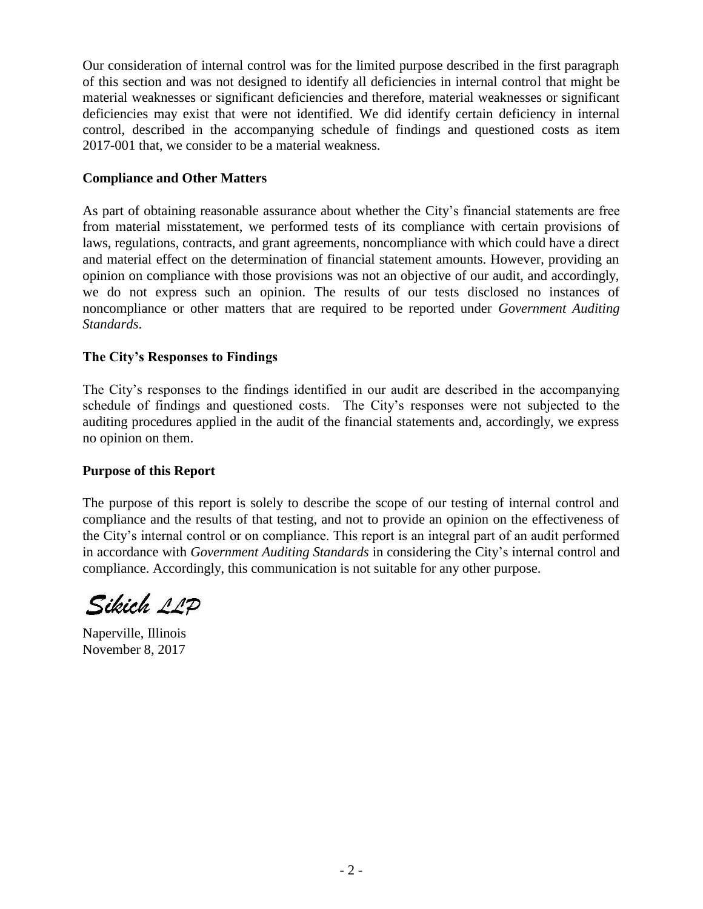Our consideration of internal control was for the limited purpose described in the first paragraph of this section and was not designed to identify all deficiencies in internal control that might be material weaknesses or significant deficiencies and therefore, material weaknesses or significant deficiencies may exist that were not identified. We did identify certain deficiency in internal control, described in the accompanying schedule of findings and questioned costs as item 2017-001 that, we consider to be a material weakness.

**Compliance and Other Matters**

As part of obtaining reasonable assurance about whether the City's financial statements are free from material misstatement, we performed tests of its compliance with certain provisions of laws, regulations, contracts, and grant agreements, noncompliance with which could have a direct and material effect on the determination of financial statement amounts. However, providing an opinion on compliance with those provisions was not an objective of our audit, and accordingly, we do not express such an opinion. The results of our tests disclosed no instances of noncompliance or other matters that are required to be reported under *Government Auditing Standards*.

**The City's Responses to Findings**

The City's responses to the findings identified in our audit are described in the accompanying schedule of findings and questioned costs. The City's responses were not subjected to the auditing procedures applied in the audit of the financial statements and, accordingly, we express no opinion on them.

**Purpose of this Report**

The purpose of this report is solely to describe the scope of our testing of internal control and compliance and the results of that testing, and not to provide an opinion on the effectiveness of the City's internal control or on compliance. This report is an integral part of an audit performed in accordance with *Government Auditing Standards* in considering the City's internal control and compliance. Accordingly, this communication is not suitable for any other purpose.

*Sikich LLP*

Naperville, Illinois
November 8, 2017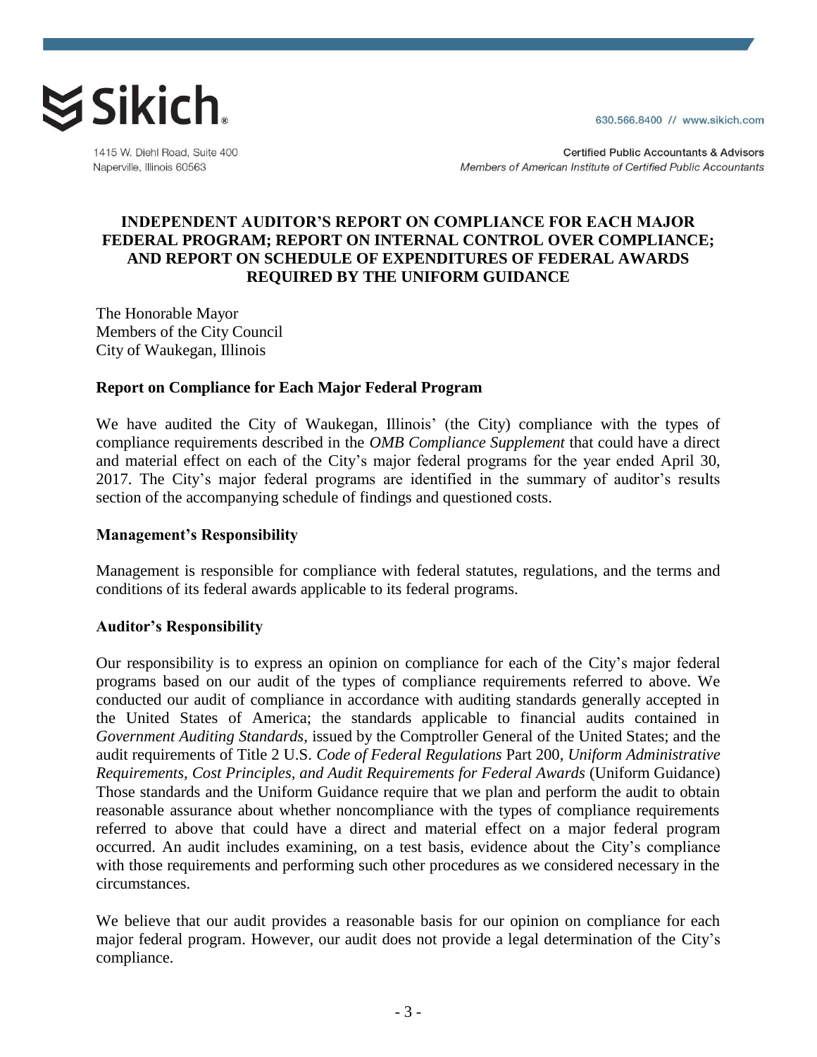**Sikich.**

1415 W. Diehl Road, Suite 400
Naperville, Illinois 60563

630.566.8400 // www.sikich.com

Certified Public Accountants & Advisors
*Members of American Institute of Certified Public Accountants*

## INDEPENDENT AUDITOR'S REPORT ON COMPLIANCE FOR EACH MAJOR FEDERAL PROGRAM; REPORT ON INTERNAL CONTROL OVER COMPLIANCE; AND REPORT ON SCHEDULE OF EXPENDITURES OF FEDERAL AWARDS REQUIRED BY THE UNIFORM GUIDANCE

The Honorable Mayor
Members of the City Council
City of Waukegan, Illinois

### Report on Compliance for Each Major Federal Program

We have audited the City of Waukegan, Illinois' (the City) compliance with the types of compliance requirements described in the *OMB Compliance Supplement* that could have a direct and material effect on each of the City's major federal programs for the year ended April 30, 2017. The City's major federal programs are identified in the summary of auditor's results section of the accompanying schedule of findings and questioned costs.

### Management's Responsibility

Management is responsible for compliance with federal statutes, regulations, and the terms and conditions of its federal awards applicable to its federal programs.

### Auditor's Responsibility

Our responsibility is to express an opinion on compliance for each of the City's major federal programs based on our audit of the types of compliance requirements referred to above. We conducted our audit of compliance in accordance with auditing standards generally accepted in the United States of America; the standards applicable to financial audits contained in *Government Auditing Standards*, issued by the Comptroller General of the United States; and the audit requirements of Title 2 U.S. *Code of Federal Regulations* Part 200, *Uniform Administrative Requirements, Cost Principles, and Audit Requirements for Federal Awards* (Uniform Guidance) Those standards and the Uniform Guidance require that we plan and perform the audit to obtain reasonable assurance about whether noncompliance with the types of compliance requirements referred to above that could have a direct and material effect on a major federal program occurred. An audit includes examining, on a test basis, evidence about the City's compliance with those requirements and performing such other procedures as we considered necessary in the circumstances.

We believe that our audit provides a reasonable basis for our opinion on compliance for each major federal program. However, our audit does not provide a legal determination of the City's compliance.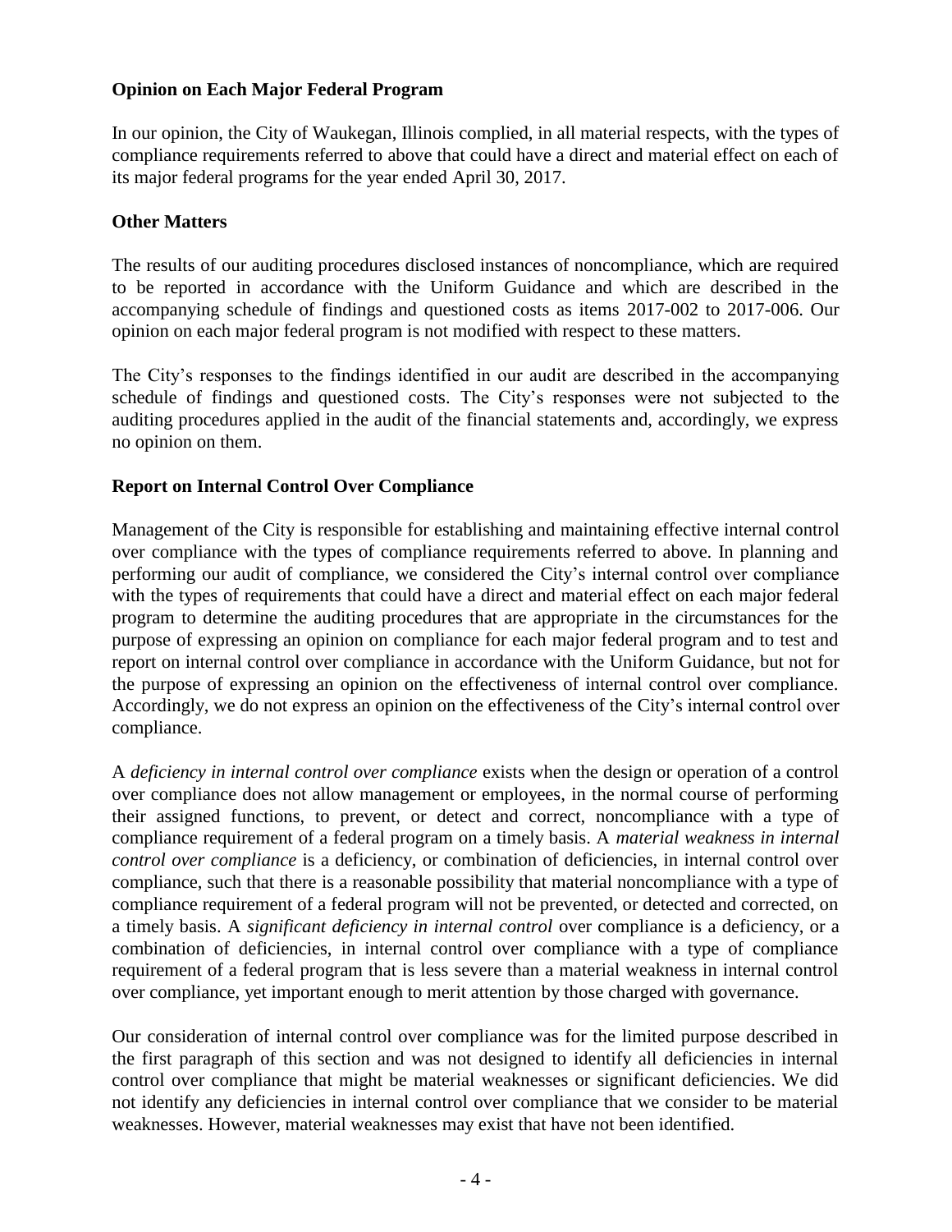**Opinion on Each Major Federal Program**

In our opinion, the City of Waukegan, Illinois complied, in all material respects, with the types of compliance requirements referred to above that could have a direct and material effect on each of its major federal programs for the year ended April 30, 2017.

**Other Matters**

The results of our auditing procedures disclosed instances of noncompliance, which are required to be reported in accordance with the Uniform Guidance and which are described in the accompanying schedule of findings and questioned costs as items 2017-002 to 2017-006. Our opinion on each major federal program is not modified with respect to these matters.

The City's responses to the findings identified in our audit are described in the accompanying schedule of findings and questioned costs. The City's responses were not subjected to the auditing procedures applied in the audit of the financial statements and, accordingly, we express no opinion on them.

**Report on Internal Control Over Compliance**

Management of the City is responsible for establishing and maintaining effective internal control over compliance with the types of compliance requirements referred to above. In planning and performing our audit of compliance, we considered the City's internal control over compliance with the types of requirements that could have a direct and material effect on each major federal program to determine the auditing procedures that are appropriate in the circumstances for the purpose of expressing an opinion on compliance for each major federal program and to test and report on internal control over compliance in accordance with the Uniform Guidance, but not for the purpose of expressing an opinion on the effectiveness of internal control over compliance. Accordingly, we do not express an opinion on the effectiveness of the City's internal control over compliance.

A *deficiency in internal control over compliance* exists when the design or operation of a control over compliance does not allow management or employees, in the normal course of performing their assigned functions, to prevent, or detect and correct, noncompliance with a type of compliance requirement of a federal program on a timely basis. A *material weakness in internal control over compliance* is a deficiency, or combination of deficiencies, in internal control over compliance, such that there is a reasonable possibility that material noncompliance with a type of compliance requirement of a federal program will not be prevented, or detected and corrected, on a timely basis. A *significant deficiency in internal control* over compliance is a deficiency, or a combination of deficiencies, in internal control over compliance with a type of compliance requirement of a federal program that is less severe than a material weakness in internal control over compliance, yet important enough to merit attention by those charged with governance.

Our consideration of internal control over compliance was for the limited purpose described in the first paragraph of this section and was not designed to identify all deficiencies in internal control over compliance that might be material weaknesses or significant deficiencies. We did not identify any deficiencies in internal control over compliance that we consider to be material weaknesses. However, material weaknesses may exist that have not been identified.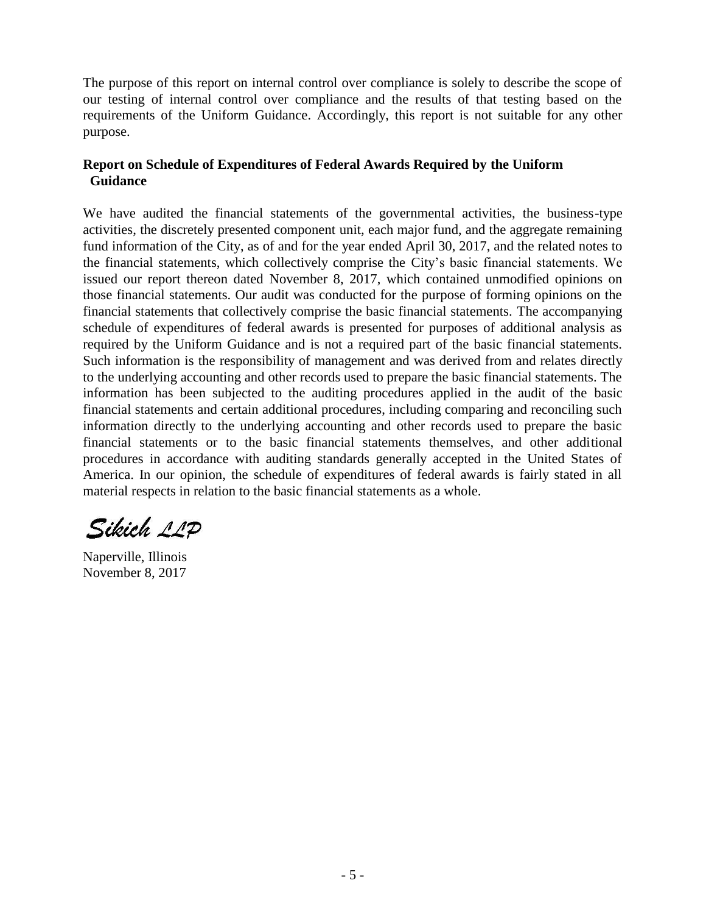The purpose of this report on internal control over compliance is solely to describe the scope of our testing of internal control over compliance and the results of that testing based on the requirements of the Uniform Guidance. Accordingly, this report is not suitable for any other purpose.

**Report on Schedule of Expenditures of Federal Awards Required by the Uniform Guidance**

We have audited the financial statements of the governmental activities, the business-type activities, the discretely presented component unit, each major fund, and the aggregate remaining fund information of the City, as of and for the year ended April 30, 2017, and the related notes to the financial statements, which collectively comprise the City's basic financial statements. We issued our report thereon dated November 8, 2017, which contained unmodified opinions on those financial statements. Our audit was conducted for the purpose of forming opinions on the financial statements that collectively comprise the basic financial statements. The accompanying schedule of expenditures of federal awards is presented for purposes of additional analysis as required by the Uniform Guidance and is not a required part of the basic financial statements. Such information is the responsibility of management and was derived from and relates directly to the underlying accounting and other records used to prepare the basic financial statements. The information has been subjected to the auditing procedures applied in the audit of the basic financial statements and certain additional procedures, including comparing and reconciling such information directly to the underlying accounting and other records used to prepare the basic financial statements or to the basic financial statements themselves, and other additional procedures in accordance with auditing standards generally accepted in the United States of America. In our opinion, the schedule of expenditures of federal awards is fairly stated in all material respects in relation to the basic financial statements as a whole.

*Sikich LLP*

Naperville, Illinois
November 8, 2017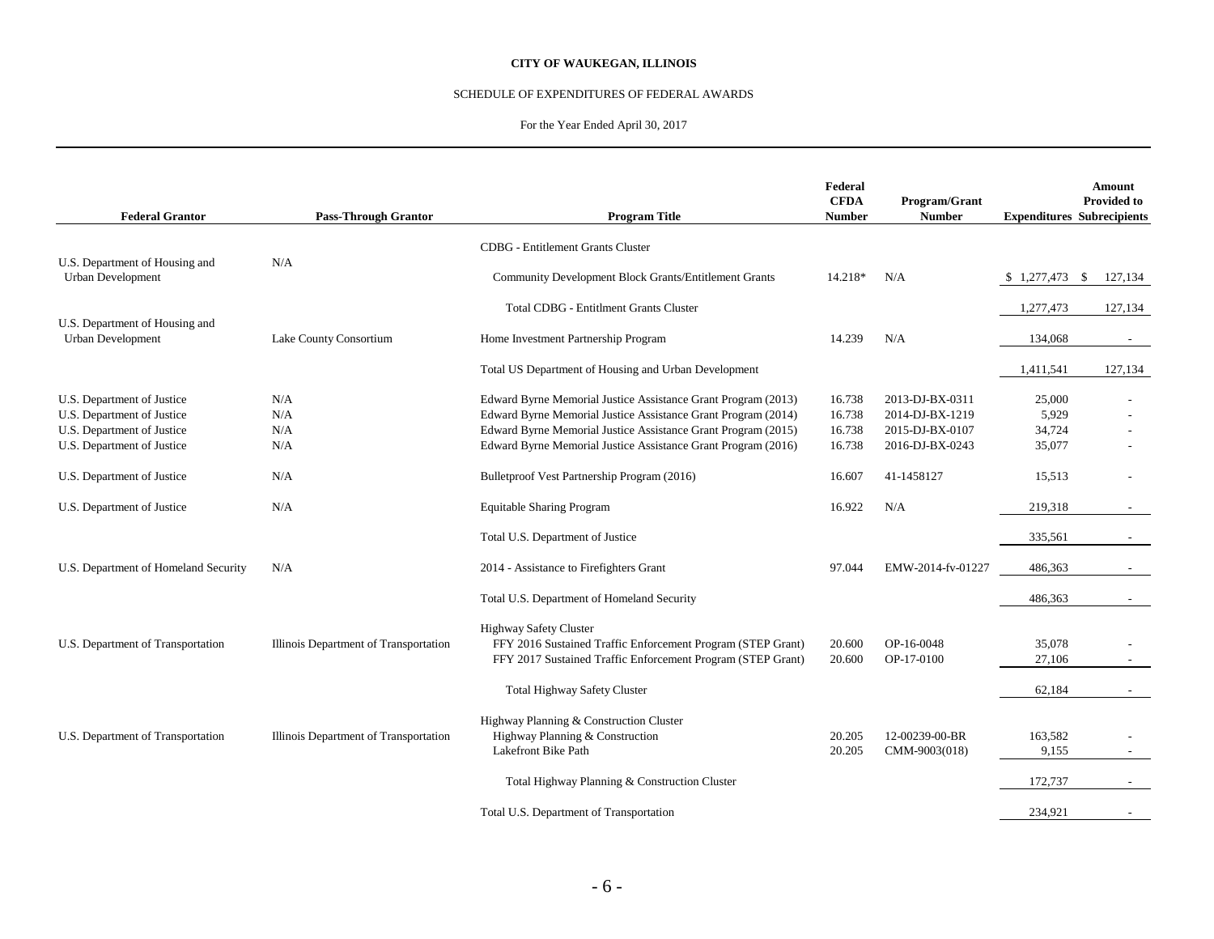**CITY OF WAUKEGAN, ILLINOIS**

SCHEDULE OF EXPENDITURES OF FEDERAL AWARDS

For the Year Ended April 30, 2017

| Federal Grantor | Pass-Through Grantor | Program Title | Federal CFDA Number | Program/Grant Number | Expenditures | Amount Provided to Subrecipients |
|---|---|---|---|---|---|---|
| | | CDBG - Entitlement Grants Cluster | | | | |
| U.S. Department of Housing and Urban Development | N/A | Community Development Block Grants/Entitlement Grants | 14.218* | N/A | $ 1,277,473 | $ 127,134 |
| | | Total CDBG - Entitlment Grants Cluster | | | 1,277,473 | 127,134 |
| U.S. Department of Housing and Urban Development | Lake County Consortium | Home Investment Partnership Program | 14.239 | N/A | 134,068 | - |
| | | Total US Department of Housing and Urban Development | | | 1,411,541 | 127,134 |
| U.S. Department of Justice | N/A | Edward Byrne Memorial Justice Assistance Grant Program (2013) | 16.738 | 2013-DJ-BX-0311 | 25,000 | - |
| U.S. Department of Justice | N/A | Edward Byrne Memorial Justice Assistance Grant Program (2014) | 16.738 | 2014-DJ-BX-1219 | 5,929 | - |
| U.S. Department of Justice | N/A | Edward Byrne Memorial Justice Assistance Grant Program (2015) | 16.738 | 2015-DJ-BX-0107 | 34,724 | - |
| U.S. Department of Justice | N/A | Edward Byrne Memorial Justice Assistance Grant Program (2016) | 16.738 | 2016-DJ-BX-0243 | 35,077 | - |
| U.S. Department of Justice | N/A | Bulletproof Vest Partnership Program (2016) | 16.607 | 41-1458127 | 15,513 | - |
| U.S. Department of Justice | N/A | Equitable Sharing Program | 16.922 | N/A | 219,318 | - |
| | | Total U.S. Department of Justice | | | 335,561 | - |
| U.S. Department of Homeland Security | N/A | 2014 - Assistance to Firefighters Grant | 97.044 | EMW-2014-fv-01227 | 486,363 | - |
| | | Total U.S. Department of Homeland Security | | | 486,363 | - |
| | | Highway Safety Cluster | | | | |
| U.S. Department of Transportation | Illinois Department of Transportation | FFY 2016 Sustained Traffic Enforcement Program (STEP Grant) | 20.600 | OP-16-0048 | 35,078 | - |
| | | FFY 2017 Sustained Traffic Enforcement Program (STEP Grant) | 20.600 | OP-17-0100 | 27,106 | - |
| | | Total Highway Safety Cluster | | | 62,184 | - |
| | | Highway Planning & Construction Cluster | | | | |
| U.S. Department of Transportation | Illinois Department of Transportation | Highway Planning & Construction | 20.205 | 12-00239-00-BR | 163,582 | - |
| | | Lakefront Bike Path | 20.205 | CMM-9003(018) | 9,155 | - |
| | | Total Highway Planning & Construction Cluster | | | 172,737 | - |
| | | Total U.S. Department of Transportation | | | 234,921 | - |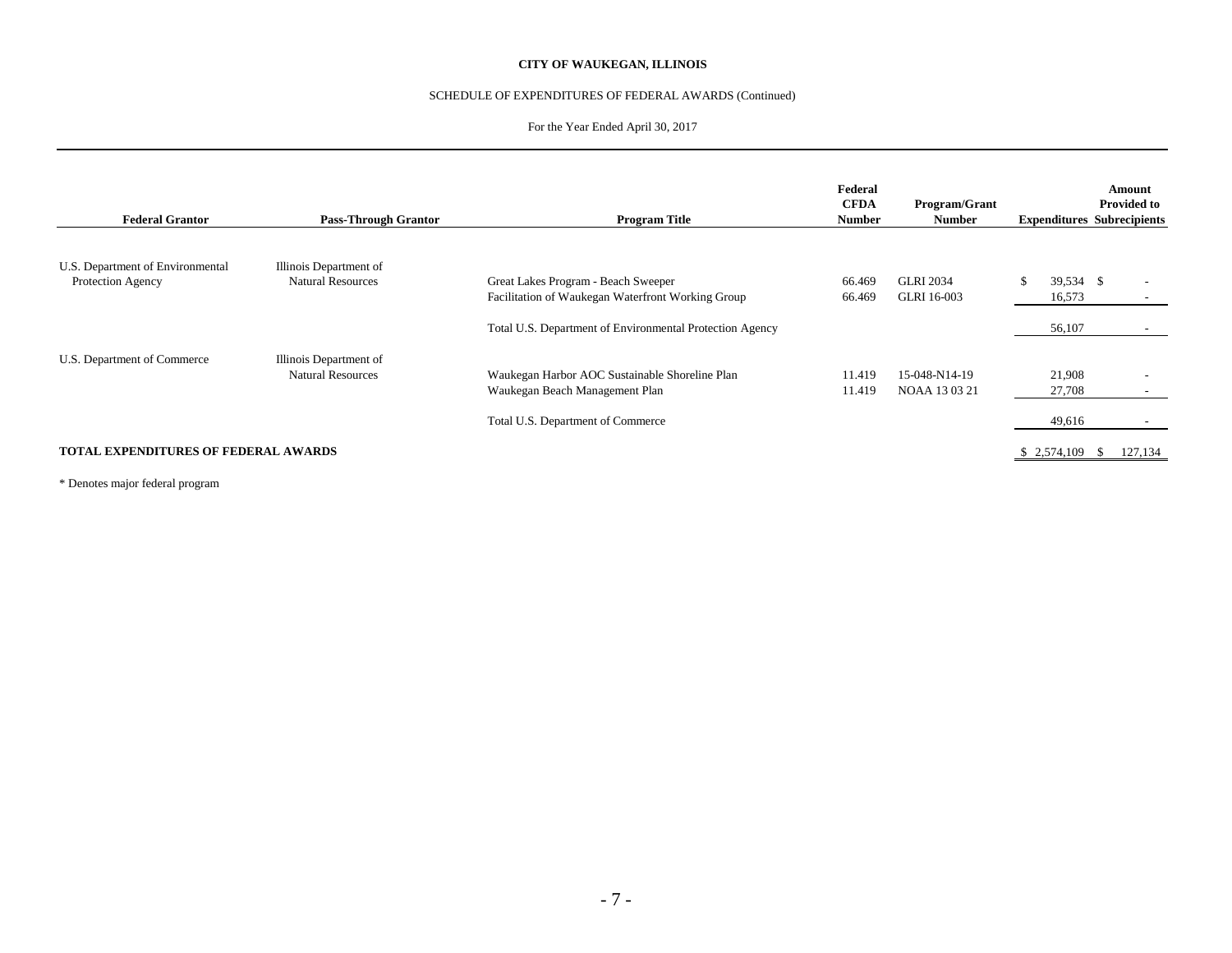**CITY OF WAUKEGAN, ILLINOIS**

SCHEDULE OF EXPENDITURES OF FEDERAL AWARDS (Continued)

For the Year Ended April 30, 2017

| Federal Grantor | Pass-Through Grantor | Program Title | Federal CFDA Number | Program/Grant Number | Expenditures | Amount Provided to Subrecipients |
|---|---|---|---|---|---|---|
| U.S. Department of Environmental Protection Agency | Illinois Department of Natural Resources | Great Lakes Program - Beach Sweeper | 66.469 | GLRI 2034 | $ 39,534 | $ - |
| | | Facilitation of Waukegan Waterfront Working Group | 66.469 | GLRI 16-003 | 16,573 | - |
| | | Total U.S. Department of Environmental Protection Agency | | | 56,107 | - |
| U.S. Department of Commerce | Illinois Department of Natural Resources | Waukegan Harbor AOC Sustainable Shoreline Plan | 11.419 | 15-048-N14-19 | 21,908 | - |
| | | Waukegan Beach Management Plan | 11.419 | NOAA 13 03 21 | 27,708 | - |
| | | Total U.S. Department of Commerce | | | 49,616 | - |
| **TOTAL EXPENDITURES OF FEDERAL AWARDS** | | | | | $ 2,574,109 | $ 127,134 |

* Denotes major federal program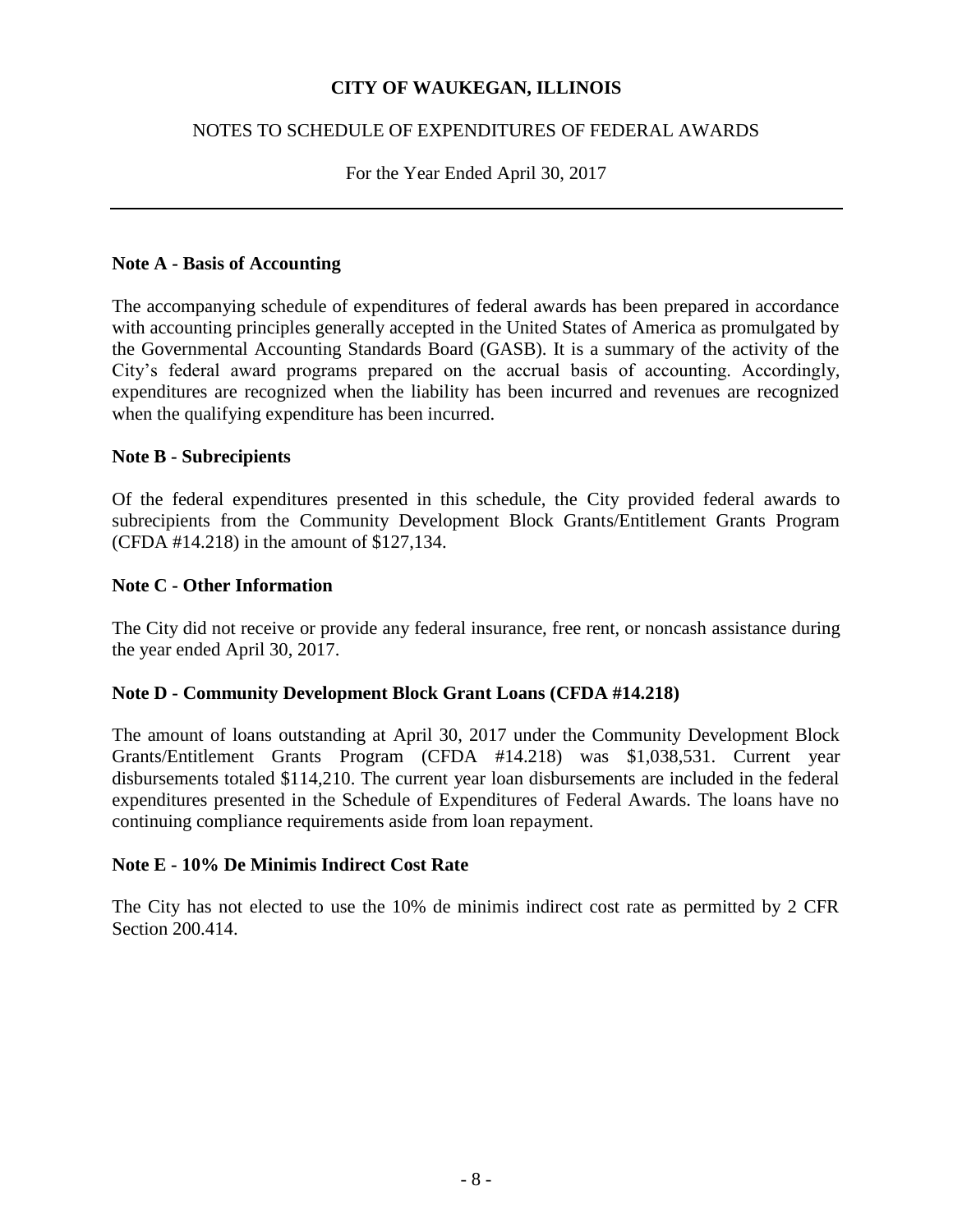# CITY OF WAUKEGAN, ILLINOIS

## NOTES TO SCHEDULE OF EXPENDITURES OF FEDERAL AWARDS

For the Year Ended April 30, 2017

---

**Note A - Basis of Accounting**

The accompanying schedule of expenditures of federal awards has been prepared in accordance with accounting principles generally accepted in the United States of America as promulgated by the Governmental Accounting Standards Board (GASB). It is a summary of the activity of the City's federal award programs prepared on the accrual basis of accounting. Accordingly, expenditures are recognized when the liability has been incurred and revenues are recognized when the qualifying expenditure has been incurred.

**Note B - Subrecipients**

Of the federal expenditures presented in this schedule, the City provided federal awards to subrecipients from the Community Development Block Grants/Entitlement Grants Program (CFDA #14.218) in the amount of $127,134.

**Note C - Other Information**

The City did not receive or provide any federal insurance, free rent, or noncash assistance during the year ended April 30, 2017.

**Note D - Community Development Block Grant Loans (CFDA #14.218)**

The amount of loans outstanding at April 30, 2017 under the Community Development Block Grants/Entitlement Grants Program (CFDA #14.218) was $1,038,531. Current year disbursements totaled $114,210. The current year loan disbursements are included in the federal expenditures presented in the Schedule of Expenditures of Federal Awards. The loans have no continuing compliance requirements aside from loan repayment.

**Note E - 10% De Minimis Indirect Cost Rate**

The City has not elected to use the 10% de minimis indirect cost rate as permitted by 2 CFR Section 200.414.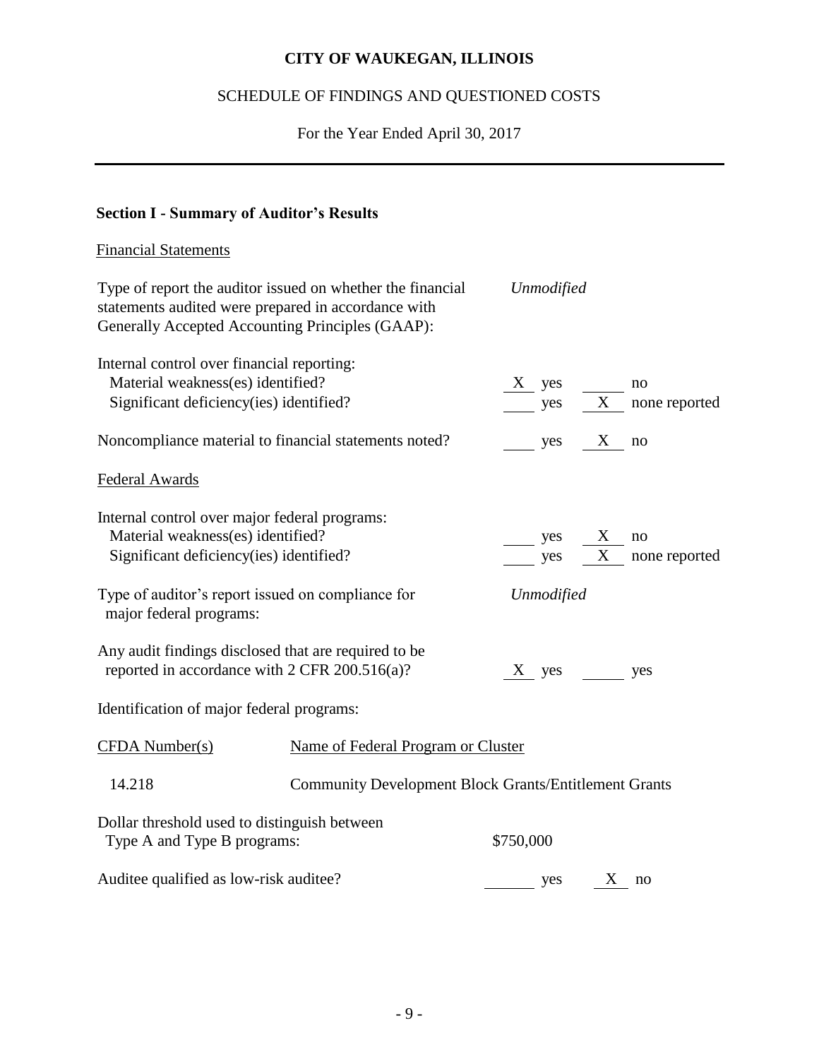# CITY OF WAUKEGAN, ILLINOIS

## SCHEDULE OF FINDINGS AND QUESTIONED COSTS

For the Year Ended April 30, 2017

---

### Section I - Summary of Auditor's Results

Financial Statements

| | |
|---|---|
| Type of report the auditor issued on whether the financial statements audited were prepared in accordance with Generally Accepted Accounting Principles (GAAP): | *Unmodified* |
| Internal control over financial reporting: | |
| Material weakness(es) identified? | X yes ___ no |
| Significant deficiency(ies) identified? | ___ yes X none reported |
| Noncompliance material to financial statements noted? | ___ yes X no |

Federal Awards

| | |
|---|---|
| Internal control over major federal programs: | |
| Material weakness(es) identified? | ___ yes X no |
| Significant deficiency(ies) identified? | ___ yes X none reported |
| Type of auditor's report issued on compliance for major federal programs: | *Unmodified* |
| Any audit findings disclosed that are required to be reported in accordance with 2 CFR 200.516(a)? | X yes ___ yes |

Identification of major federal programs:

| CFDA Number(s) | Name of Federal Program or Cluster |
|---|---|
| 14.218 | Community Development Block Grants/Entitlement Grants |

| | |
|---|---|
| Dollar threshold used to distinguish between Type A and Type B programs: | \$750,000 |
| Auditee qualified as low-risk auditee? | ___ yes X no |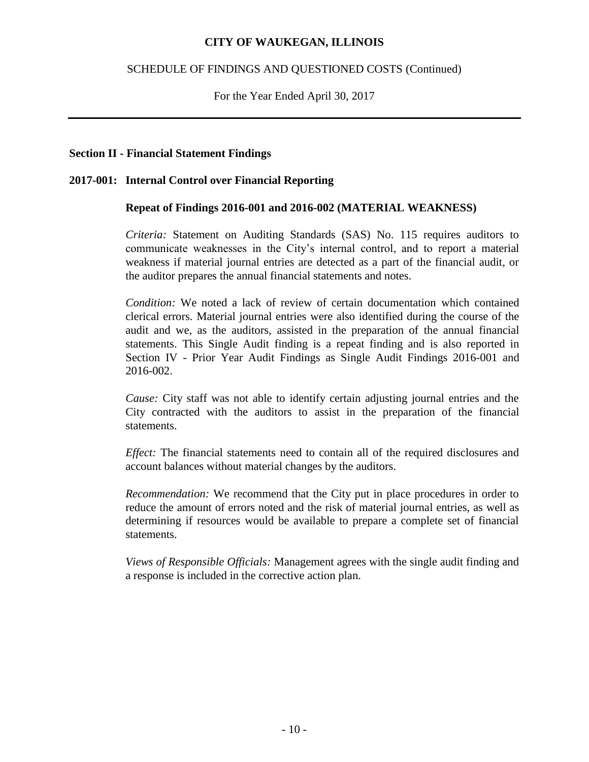**CITY OF WAUKEGAN, ILLINOIS**

SCHEDULE OF FINDINGS AND QUESTIONED COSTS (Continued)

For the Year Ended April 30, 2017

---

**Section II - Financial Statement Findings**

**2017-001: Internal Control over Financial Reporting**

**Repeat of Findings 2016-001 and 2016-002 (MATERIAL WEAKNESS)**

*Criteria:* Statement on Auditing Standards (SAS) No. 115 requires auditors to communicate weaknesses in the City's internal control, and to report a material weakness if material journal entries are detected as a part of the financial audit, or the auditor prepares the annual financial statements and notes.

*Condition:* We noted a lack of review of certain documentation which contained clerical errors. Material journal entries were also identified during the course of the audit and we, as the auditors, assisted in the preparation of the annual financial statements. This Single Audit finding is a repeat finding and is also reported in Section IV - Prior Year Audit Findings as Single Audit Findings 2016-001 and 2016-002.

*Cause:* City staff was not able to identify certain adjusting journal entries and the City contracted with the auditors to assist in the preparation of the financial statements.

*Effect:* The financial statements need to contain all of the required disclosures and account balances without material changes by the auditors.

*Recommendation:* We recommend that the City put in place procedures in order to reduce the amount of errors noted and the risk of material journal entries, as well as determining if resources would be available to prepare a complete set of financial statements.

*Views of Responsible Officials:* Management agrees with the single audit finding and a response is included in the corrective action plan.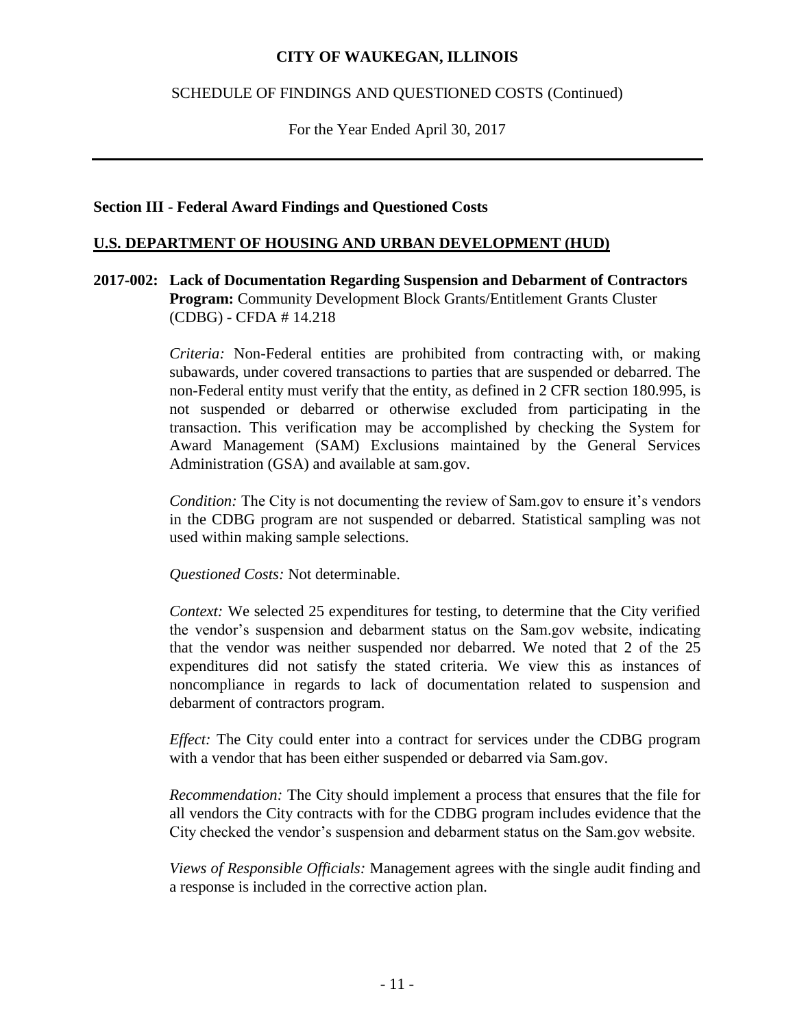**CITY OF WAUKEGAN, ILLINOIS**

SCHEDULE OF FINDINGS AND QUESTIONED COSTS (Continued)

For the Year Ended April 30, 2017

## Section III - Federal Award Findings and Questioned Costs

### U.S. DEPARTMENT OF HOUSING AND URBAN DEVELOPMENT (HUD)

**2017-002: Lack of Documentation Regarding Suspension and Debarment of Contractors**
**Program:** Community Development Block Grants/Entitlement Grants Cluster (CDBG) - CFDA # 14.218

*Criteria:* Non-Federal entities are prohibited from contracting with, or making subawards, under covered transactions to parties that are suspended or debarred. The non-Federal entity must verify that the entity, as defined in 2 CFR section 180.995, is not suspended or debarred or otherwise excluded from participating in the transaction. This verification may be accomplished by checking the System for Award Management (SAM) Exclusions maintained by the General Services Administration (GSA) and available at sam.gov.

*Condition:* The City is not documenting the review of Sam.gov to ensure it's vendors in the CDBG program are not suspended or debarred. Statistical sampling was not used within making sample selections.

*Questioned Costs:* Not determinable.

*Context:* We selected 25 expenditures for testing, to determine that the City verified the vendor's suspension and debarment status on the Sam.gov website, indicating that the vendor was neither suspended nor debarred. We noted that 2 of the 25 expenditures did not satisfy the stated criteria. We view this as instances of noncompliance in regards to lack of documentation related to suspension and debarment of contractors program.

*Effect:* The City could enter into a contract for services under the CDBG program with a vendor that has been either suspended or debarred via Sam.gov.

*Recommendation:* The City should implement a process that ensures that the file for all vendors the City contracts with for the CDBG program includes evidence that the City checked the vendor's suspension and debarment status on the Sam.gov website.

*Views of Responsible Officials:* Management agrees with the single audit finding and a response is included in the corrective action plan.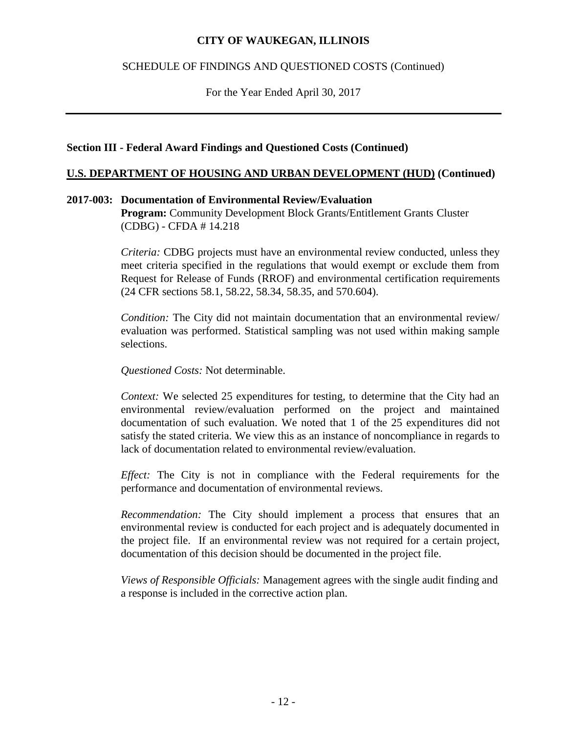# CITY OF WAUKEGAN, ILLINOIS

SCHEDULE OF FINDINGS AND QUESTIONED COSTS (Continued)

For the Year Ended April 30, 2017

---

## Section III - Federal Award Findings and Questioned Costs (Continued)

### U.S. DEPARTMENT OF HOUSING AND URBAN DEVELOPMENT (HUD) (Continued)

**2017-003: Documentation of Environmental Review/Evaluation**
**Program:** Community Development Block Grants/Entitlement Grants Cluster (CDBG) - CFDA # 14.218

*Criteria:* CDBG projects must have an environmental review conducted, unless they meet criteria specified in the regulations that would exempt or exclude them from Request for Release of Funds (RROF) and environmental certification requirements (24 CFR sections 58.1, 58.22, 58.34, 58.35, and 570.604).

*Condition:* The City did not maintain documentation that an environmental review/ evaluation was performed. Statistical sampling was not used within making sample selections.

*Questioned Costs:* Not determinable.

*Context:* We selected 25 expenditures for testing, to determine that the City had an environmental review/evaluation performed on the project and maintained documentation of such evaluation. We noted that 1 of the 25 expenditures did not satisfy the stated criteria. We view this as an instance of noncompliance in regards to lack of documentation related to environmental review/evaluation.

*Effect:* The City is not in compliance with the Federal requirements for the performance and documentation of environmental reviews.

*Recommendation:* The City should implement a process that ensures that an environmental review is conducted for each project and is adequately documented in the project file. If an environmental review was not required for a certain project, documentation of this decision should be documented in the project file.

*Views of Responsible Officials:* Management agrees with the single audit finding and a response is included in the corrective action plan.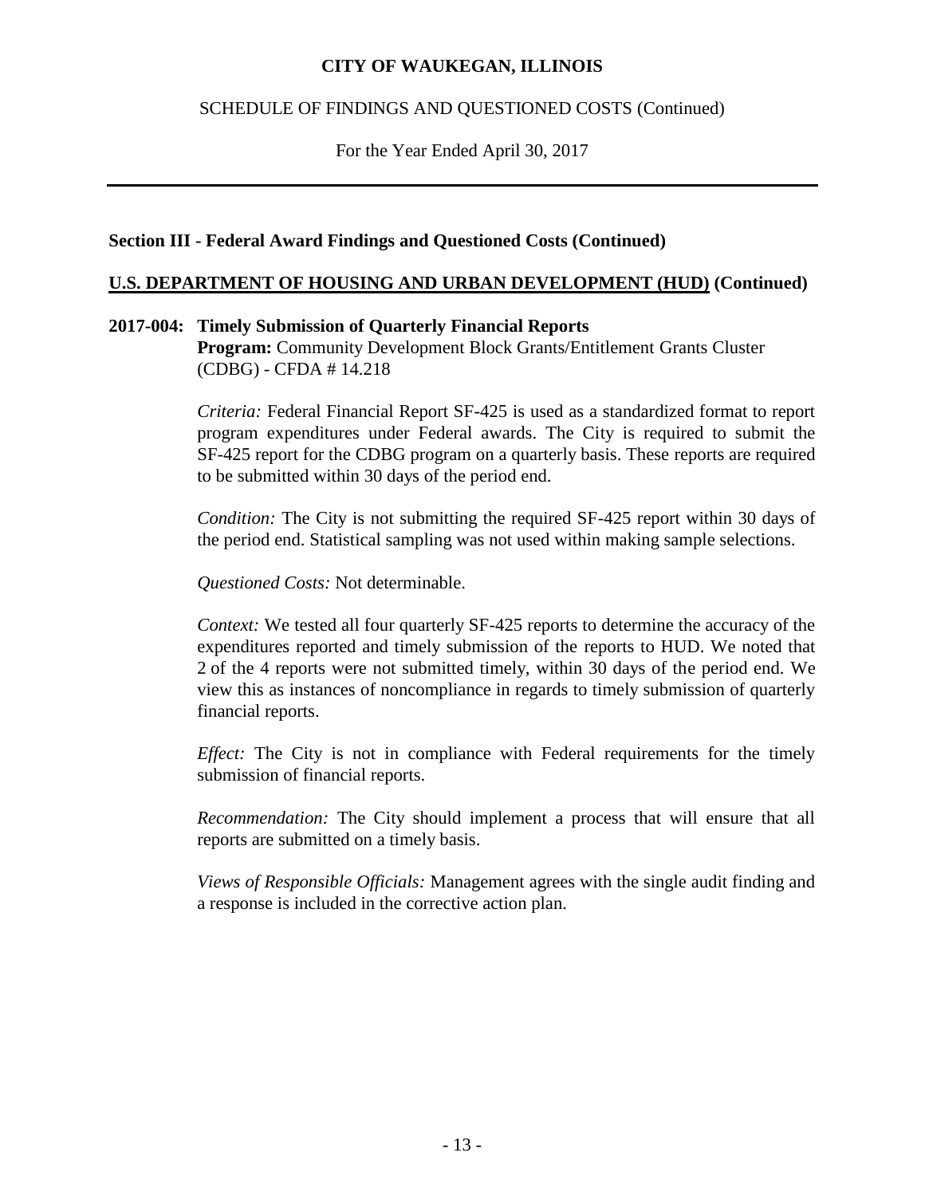**Section III - Federal Award Findings and Questioned Costs (Continued)**

**U.S. DEPARTMENT OF HOUSING AND URBAN DEVELOPMENT (HUD) (Continued)**

**2017-004: Timely Submission of Quarterly Financial Reports**
**Program:** Community Development Block Grants/Entitlement Grants Cluster (CDBG) - CFDA # 14.218

*Criteria:* Federal Financial Report SF-425 is used as a standardized format to report program expenditures under Federal awards. The City is required to submit the SF-425 report for the CDBG program on a quarterly basis. These reports are required to be submitted within 30 days of the period end.

*Condition:* The City is not submitting the required SF-425 report within 30 days of the period end. Statistical sampling was not used within making sample selections.

*Questioned Costs:* Not determinable.

*Context:* We tested all four quarterly SF-425 reports to determine the accuracy of the expenditures reported and timely submission of the reports to HUD. We noted that 2 of the 4 reports were not submitted timely, within 30 days of the period end. We view this as instances of noncompliance in regards to timely submission of quarterly financial reports.

*Effect:* The City is not in compliance with Federal requirements for the timely submission of financial reports.

*Recommendation:* The City should implement a process that will ensure that all reports are submitted on a timely basis.

*Views of Responsible Officials:* Management agrees with the single audit finding and a response is included in the corrective action plan.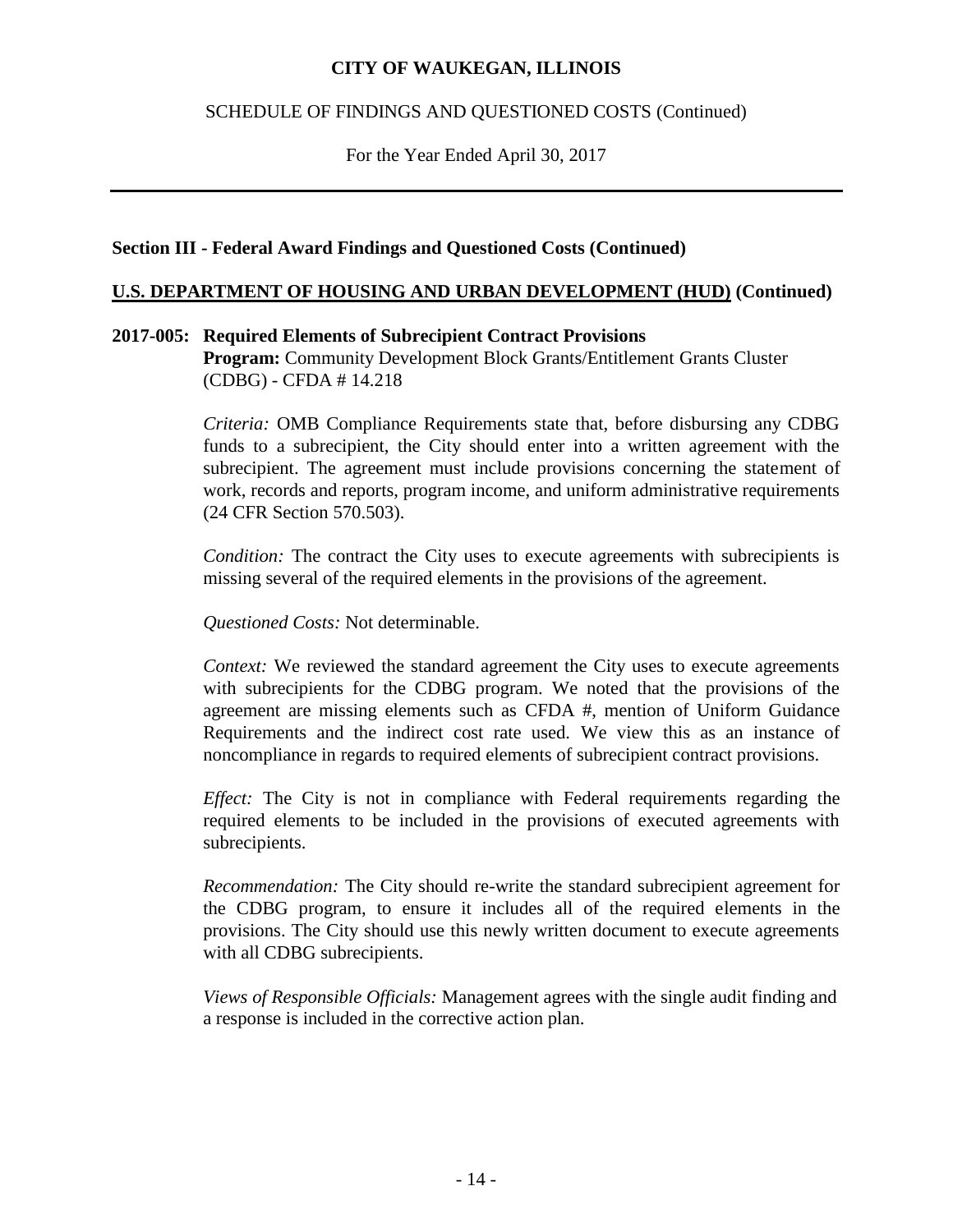**CITY OF WAUKEGAN, ILLINOIS**

SCHEDULE OF FINDINGS AND QUESTIONED COSTS (Continued)

For the Year Ended April 30, 2017

---

**Section III - Federal Award Findings and Questioned Costs (Continued)**

**U.S. DEPARTMENT OF HOUSING AND URBAN DEVELOPMENT (HUD) (Continued)**

**2017-005: Required Elements of Subrecipient Contract Provisions**
**Program:** Community Development Block Grants/Entitlement Grants Cluster (CDBG) - CFDA # 14.218

*Criteria:* OMB Compliance Requirements state that, before disbursing any CDBG funds to a subrecipient, the City should enter into a written agreement with the subrecipient. The agreement must include provisions concerning the statement of work, records and reports, program income, and uniform administrative requirements (24 CFR Section 570.503).

*Condition:* The contract the City uses to execute agreements with subrecipients is missing several of the required elements in the provisions of the agreement.

*Questioned Costs:* Not determinable.

*Context:* We reviewed the standard agreement the City uses to execute agreements with subrecipients for the CDBG program. We noted that the provisions of the agreement are missing elements such as CFDA #, mention of Uniform Guidance Requirements and the indirect cost rate used. We view this as an instance of noncompliance in regards to required elements of subrecipient contract provisions.

*Effect:* The City is not in compliance with Federal requirements regarding the required elements to be included in the provisions of executed agreements with subrecipients.

*Recommendation:* The City should re-write the standard subrecipient agreement for the CDBG program, to ensure it includes all of the required elements in the provisions. The City should use this newly written document to execute agreements with all CDBG subrecipients.

*Views of Responsible Officials:* Management agrees with the single audit finding and a response is included in the corrective action plan.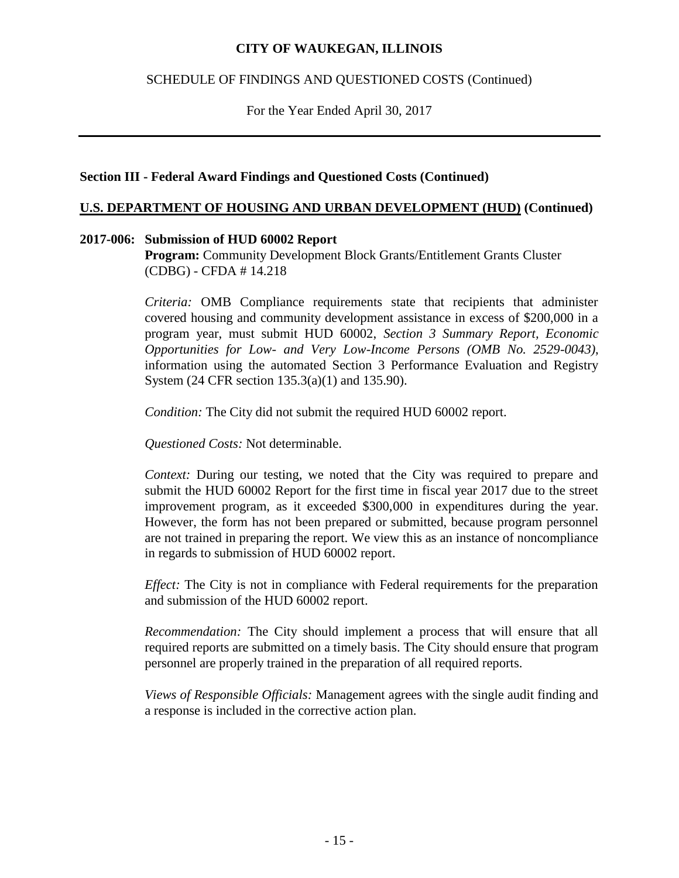# CITY OF WAUKEGAN, ILLINOIS

## SCHEDULE OF FINDINGS AND QUESTIONED COSTS (Continued)

For the Year Ended April 30, 2017

---

**Section III - Federal Award Findings and Questioned Costs (Continued)**

**U.S. DEPARTMENT OF HOUSING AND URBAN DEVELOPMENT (HUD) (Continued)**

**2017-006: Submission of HUD 60002 Report**

**Program:** Community Development Block Grants/Entitlement Grants Cluster (CDBG) - CFDA # 14.218

*Criteria:* OMB Compliance requirements state that recipients that administer covered housing and community development assistance in excess of $200,000 in a program year, must submit HUD 60002, *Section 3 Summary Report, Economic Opportunities for Low- and Very Low-Income Persons (OMB No. 2529-0043)*, information using the automated Section 3 Performance Evaluation and Registry System (24 CFR section 135.3(a)(1) and 135.90).

*Condition:* The City did not submit the required HUD 60002 report.

*Questioned Costs:* Not determinable.

*Context:* During our testing, we noted that the City was required to prepare and submit the HUD 60002 Report for the first time in fiscal year 2017 due to the street improvement program, as it exceeded $300,000 in expenditures during the year. However, the form has not been prepared or submitted, because program personnel are not trained in preparing the report. We view this as an instance of noncompliance in regards to submission of HUD 60002 report.

*Effect:* The City is not in compliance with Federal requirements for the preparation and submission of the HUD 60002 report.

*Recommendation:* The City should implement a process that will ensure that all required reports are submitted on a timely basis. The City should ensure that program personnel are properly trained in the preparation of all required reports.

*Views of Responsible Officials:* Management agrees with the single audit finding and a response is included in the corrective action plan.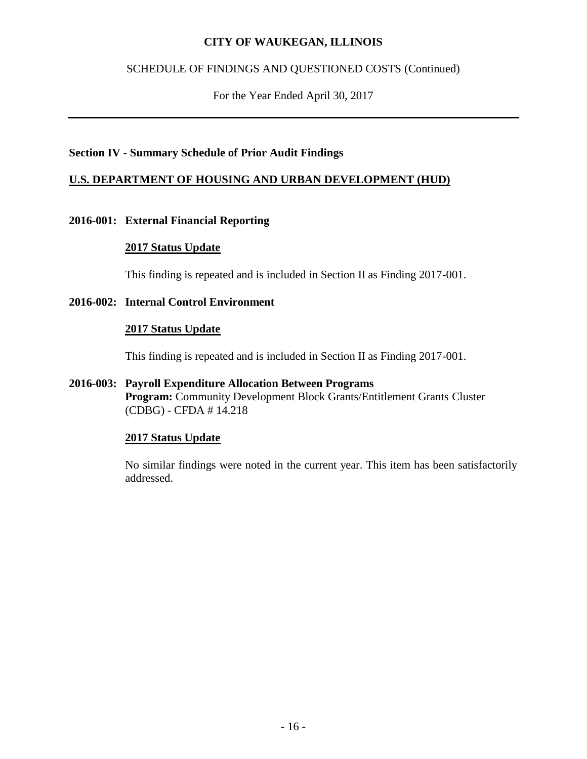# CITY OF WAUKEGAN, ILLINOIS

SCHEDULE OF FINDINGS AND QUESTIONED COSTS (Continued)

For the Year Ended April 30, 2017

---

## Section IV - Summary Schedule of Prior Audit Findings

### U.S. DEPARTMENT OF HOUSING AND URBAN DEVELOPMENT (HUD)

**2016-001: External Financial Reporting**

**2017 Status Update**

This finding is repeated and is included in Section II as Finding 2017-001.

**2016-002: Internal Control Environment**

**2017 Status Update**

This finding is repeated and is included in Section II as Finding 2017-001.

**2016-003: Payroll Expenditure Allocation Between Programs**
**Program:** Community Development Block Grants/Entitlement Grants Cluster (CDBG) - CFDA # 14.218

**2017 Status Update**

No similar findings were noted in the current year. This item has been satisfactorily addressed.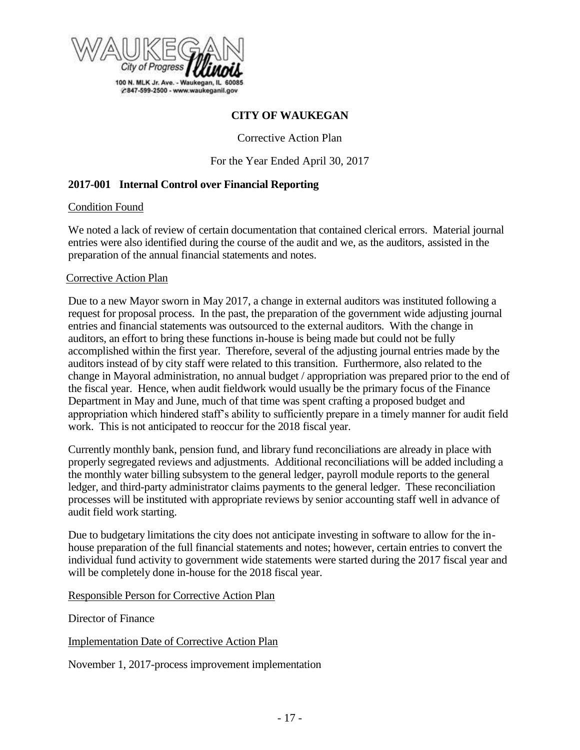WAUKEGAN City of Progress Illinois
100 N. MLK Jr. Ave. - Waukegan, IL 60085
847-599-2500 - www.waukeganil.gov

**CITY OF WAUKEGAN**

Corrective Action Plan

For the Year Ended April 30, 2017

**2017-001 Internal Control over Financial Reporting**

Condition Found

We noted a lack of review of certain documentation that contained clerical errors. Material journal entries were also identified during the course of the audit and we, as the auditors, assisted in the preparation of the annual financial statements and notes.

Corrective Action Plan

Due to a new Mayor sworn in May 2017, a change in external auditors was instituted following a request for proposal process. In the past, the preparation of the government wide adjusting journal entries and financial statements was outsourced to the external auditors. With the change in auditors, an effort to bring these functions in-house is being made but could not be fully accomplished within the first year. Therefore, several of the adjusting journal entries made by the auditors instead of by city staff were related to this transition. Furthermore, also related to the change in Mayoral administration, no annual budget / appropriation was prepared prior to the end of the fiscal year. Hence, when audit fieldwork would usually be the primary focus of the Finance Department in May and June, much of that time was spent crafting a proposed budget and appropriation which hindered staff's ability to sufficiently prepare in a timely manner for audit field work. This is not anticipated to reoccur for the 2018 fiscal year.

Currently monthly bank, pension fund, and library fund reconciliations are already in place with properly segregated reviews and adjustments. Additional reconciliations will be added including a the monthly water billing subsystem to the general ledger, payroll module reports to the general ledger, and third-party administrator claims payments to the general ledger. These reconciliation processes will be instituted with appropriate reviews by senior accounting staff well in advance of audit field work starting.

Due to budgetary limitations the city does not anticipate investing in software to allow for the in-house preparation of the full financial statements and notes; however, certain entries to convert the individual fund activity to government wide statements were started during the 2017 fiscal year and will be completely done in-house for the 2018 fiscal year.

Responsible Person for Corrective Action Plan

Director of Finance

Implementation Date of Corrective Action Plan

November 1, 2017-process improvement implementation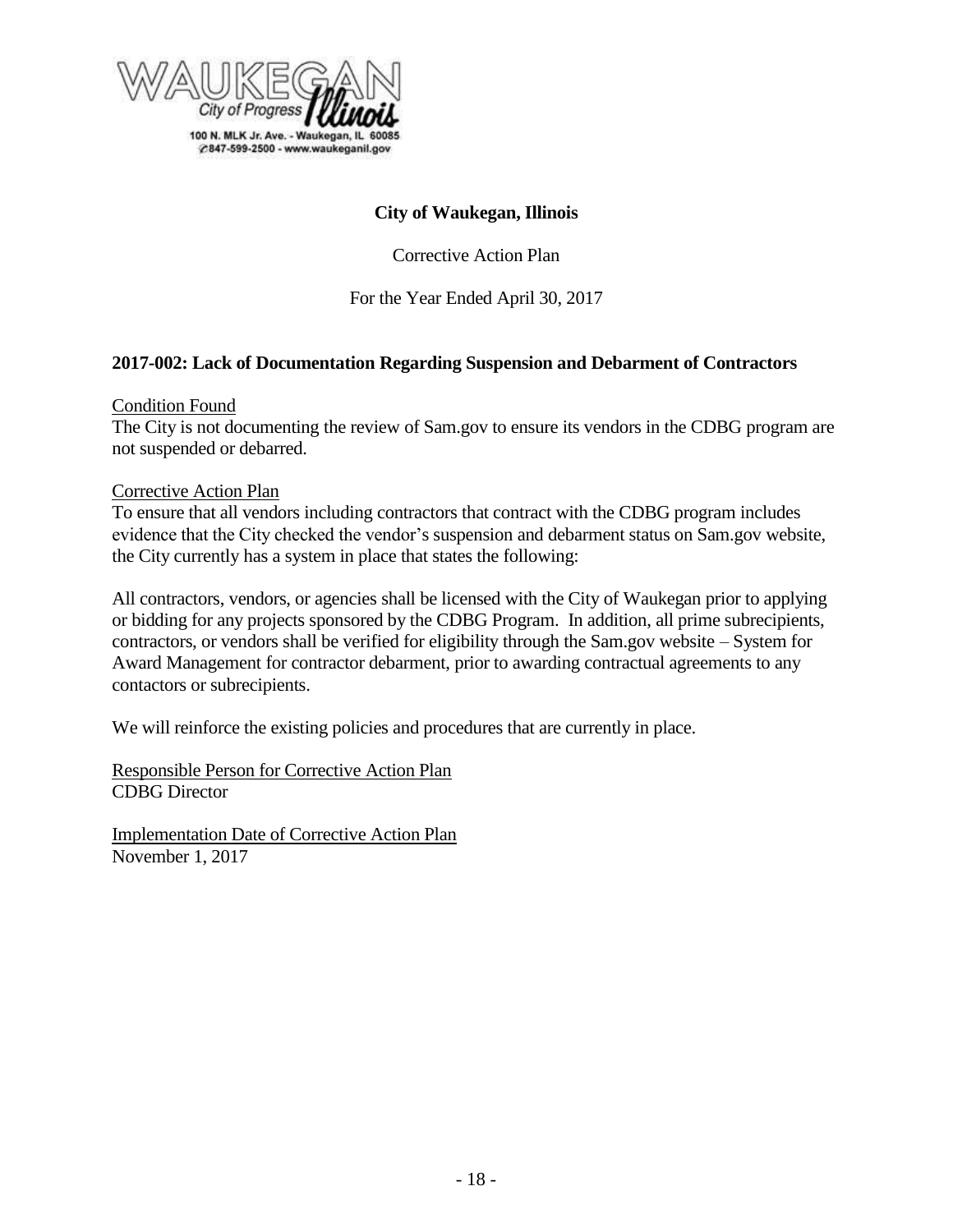**City of Waukegan, Illinois**

Corrective Action Plan

For the Year Ended April 30, 2017

**2017-002: Lack of Documentation Regarding Suspension and Debarment of Contractors**

Condition Found

The City is not documenting the review of Sam.gov to ensure its vendors in the CDBG program are not suspended or debarred.

Corrective Action Plan

To ensure that all vendors including contractors that contract with the CDBG program includes evidence that the City checked the vendor's suspension and debarment status on Sam.gov website, the City currently has a system in place that states the following:

All contractors, vendors, or agencies shall be licensed with the City of Waukegan prior to applying or bidding for any projects sponsored by the CDBG Program. In addition, all prime subrecipients, contractors, or vendors shall be verified for eligibility through the Sam.gov website – System for Award Management for contractor debarment, prior to awarding contractual agreements to any contactors or subrecipients.

We will reinforce the existing policies and procedures that are currently in place.

Responsible Person for Corrective Action Plan

CDBG Director

Implementation Date of Corrective Action Plan

November 1, 2017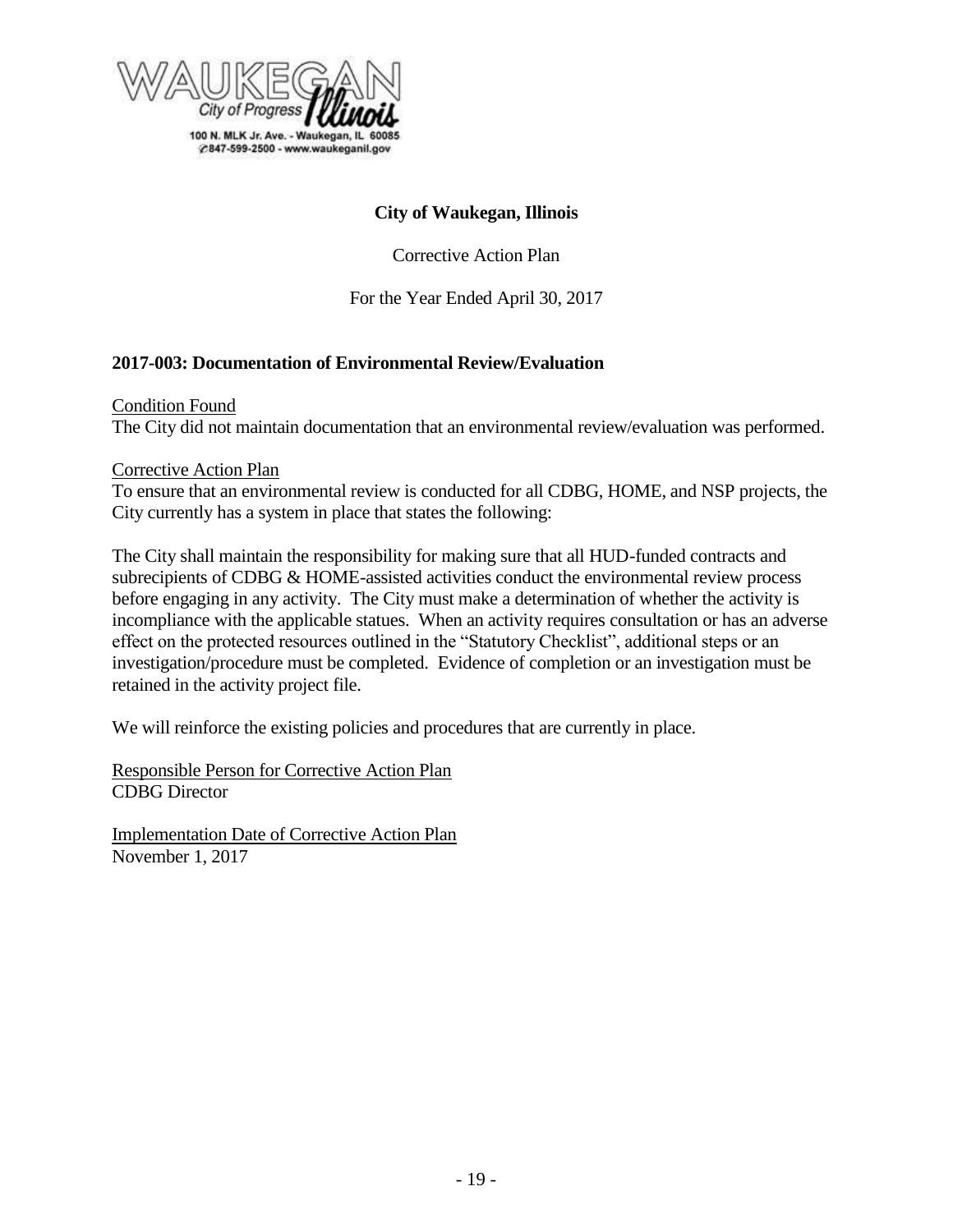WAUKEGAN
City of Progress *Illinois*
100 N. MLK Jr. Ave. - Waukegan, IL 60085
847-599-2500 - www.waukeganil.gov

**City of Waukegan, Illinois**

Corrective Action Plan

For the Year Ended April 30, 2017

**2017-003: Documentation of Environmental Review/Evaluation**

Condition Found
The City did not maintain documentation that an environmental review/evaluation was performed.

Corrective Action Plan
To ensure that an environmental review is conducted for all CDBG, HOME, and NSP projects, the City currently has a system in place that states the following:

The City shall maintain the responsibility for making sure that all HUD-funded contracts and subrecipients of CDBG & HOME-assisted activities conduct the environmental review process before engaging in any activity. The City must make a determination of whether the activity is incompliance with the applicable statues. When an activity requires consultation or has an adverse effect on the protected resources outlined in the "Statutory Checklist", additional steps or an investigation/procedure must be completed. Evidence of completion or an investigation must be retained in the activity project file.

We will reinforce the existing policies and procedures that are currently in place.

Responsible Person for Corrective Action Plan
CDBG Director

Implementation Date of Corrective Action Plan
November 1, 2017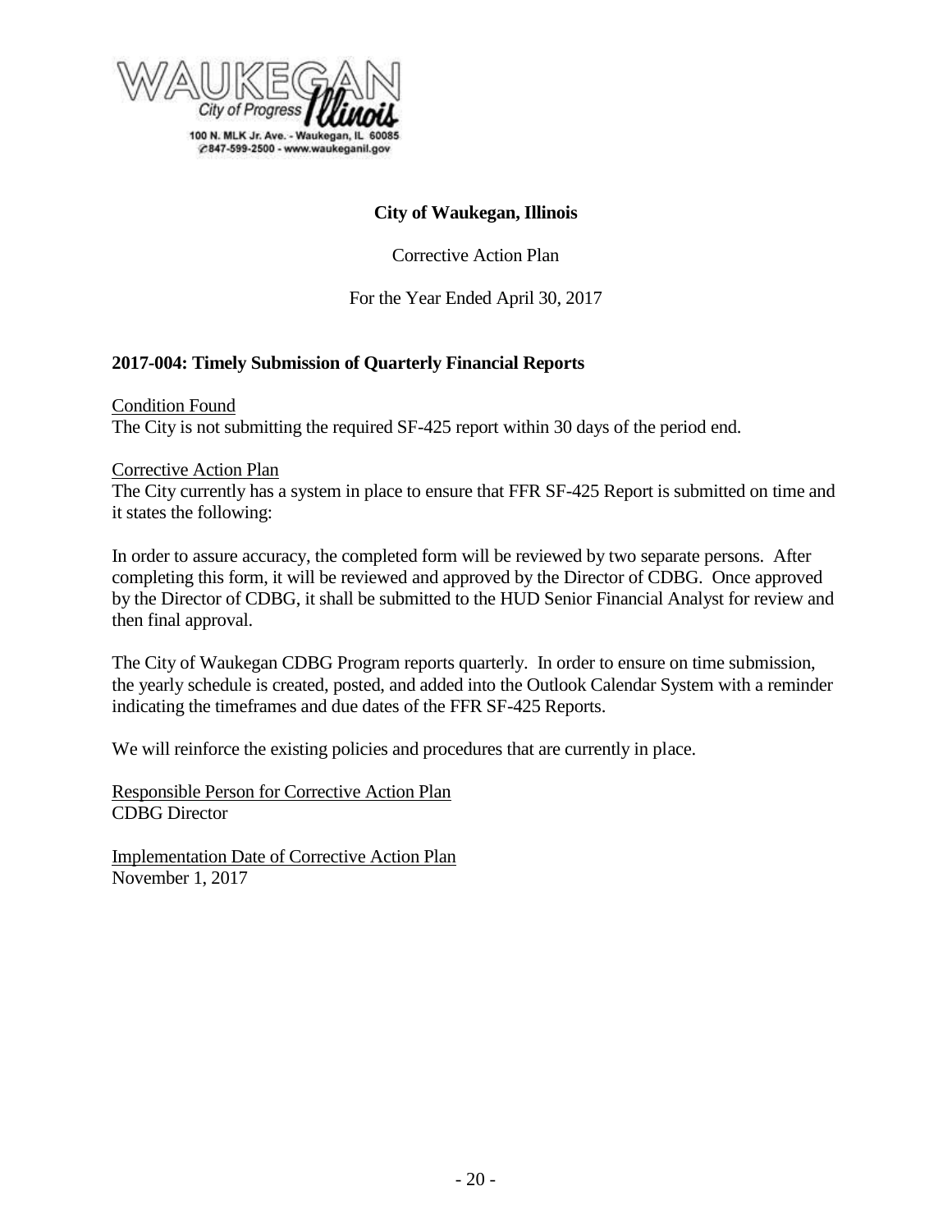WAUKEGAN City of Progress Illinois

100 N. MLK Jr. Ave. - Waukegan, IL 60085
847-599-2500 - www.waukeganil.gov

**City of Waukegan, Illinois**

Corrective Action Plan

For the Year Ended April 30, 2017

**2017-004: Timely Submission of Quarterly Financial Reports**

Condition Found
The City is not submitting the required SF-425 report within 30 days of the period end.

Corrective Action Plan
The City currently has a system in place to ensure that FFR SF-425 Report is submitted on time and it states the following:

In order to assure accuracy, the completed form will be reviewed by two separate persons. After completing this form, it will be reviewed and approved by the Director of CDBG. Once approved by the Director of CDBG, it shall be submitted to the HUD Senior Financial Analyst for review and then final approval.

The City of Waukegan CDBG Program reports quarterly. In order to ensure on time submission, the yearly schedule is created, posted, and added into the Outlook Calendar System with a reminder indicating the timeframes and due dates of the FFR SF-425 Reports.

We will reinforce the existing policies and procedures that are currently in place.

Responsible Person for Corrective Action Plan
CDBG Director

Implementation Date of Corrective Action Plan
November 1, 2017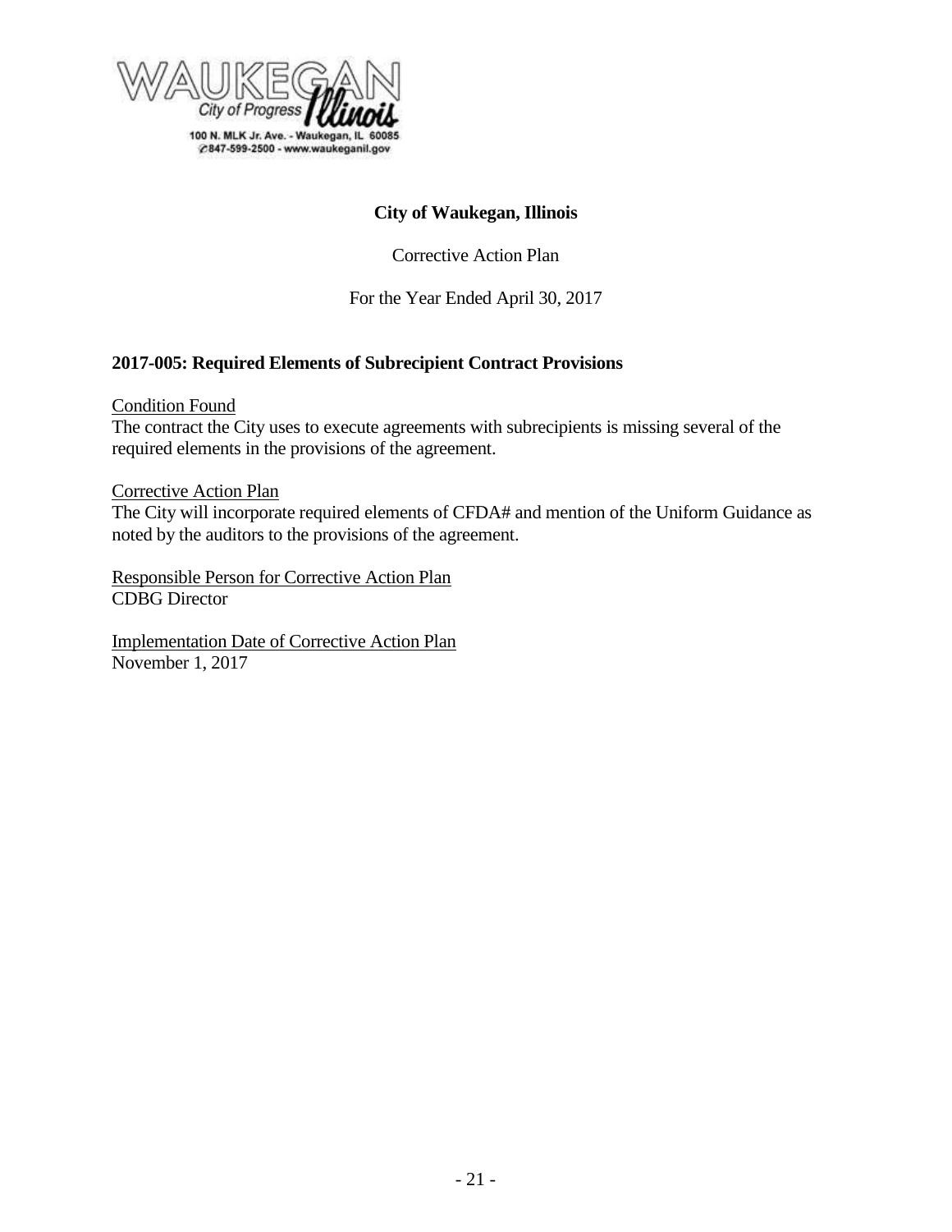WAUKEGAN City of Progress Illinois

100 N. MLK Jr. Ave. - Waukegan, IL 60085
847-599-2500 - www.waukeganil.gov

**City of Waukegan, Illinois**

Corrective Action Plan

For the Year Ended April 30, 2017

## 2017-005: Required Elements of Subrecipient Contract Provisions

Condition Found

The contract the City uses to execute agreements with subrecipients is missing several of the required elements in the provisions of the agreement.

Corrective Action Plan

The City will incorporate required elements of CFDA# and mention of the Uniform Guidance as noted by the auditors to the provisions of the agreement.

Responsible Person for Corrective Action Plan

CDBG Director

Implementation Date of Corrective Action Plan

November 1, 2017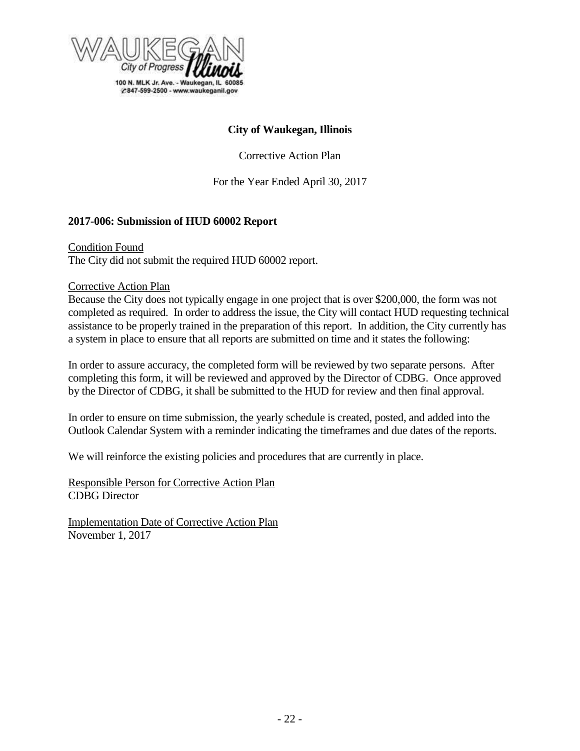WAUKEGAN City of Progress Illinois

100 N. MLK Jr. Ave. - Waukegan, IL 60085
847-599-2500 - www.waukeganil.gov

**City of Waukegan, Illinois**

Corrective Action Plan

For the Year Ended April 30, 2017

**2017-006: Submission of HUD 60002 Report**

Condition Found

The City did not submit the required HUD 60002 report.

Corrective Action Plan

Because the City does not typically engage in one project that is over $200,000, the form was not completed as required. In order to address the issue, the City will contact HUD requesting technical assistance to be properly trained in the preparation of this report. In addition, the City currently has a system in place to ensure that all reports are submitted on time and it states the following:

In order to assure accuracy, the completed form will be reviewed by two separate persons. After completing this form, it will be reviewed and approved by the Director of CDBG. Once approved by the Director of CDBG, it shall be submitted to the HUD for review and then final approval.

In order to ensure on time submission, the yearly schedule is created, posted, and added into the Outlook Calendar System with a reminder indicating the timeframes and due dates of the reports.

We will reinforce the existing policies and procedures that are currently in place.

Responsible Person for Corrective Action Plan

CDBG Director

Implementation Date of Corrective Action Plan

November 1, 2017